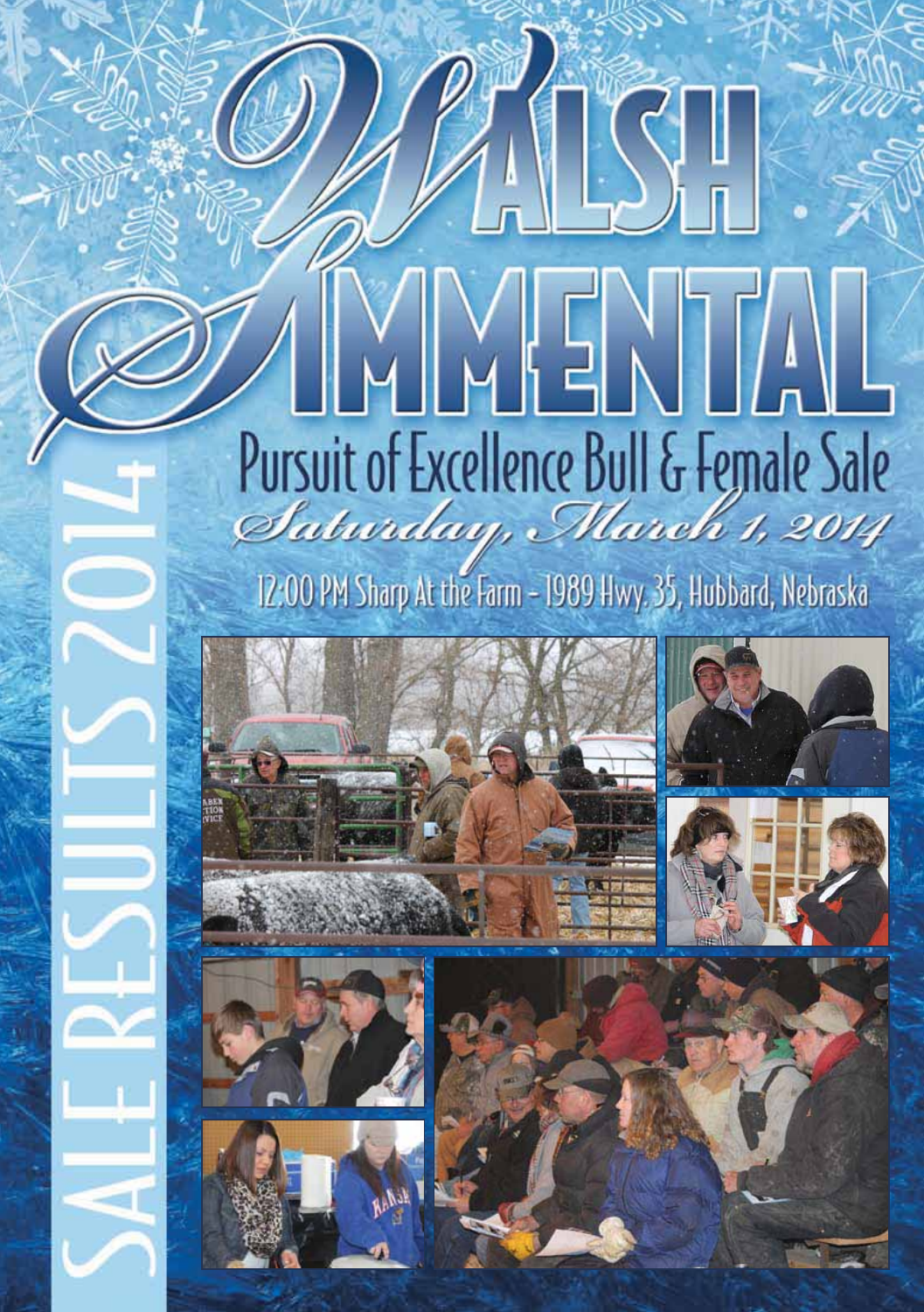# Walsh Simmental

## Pursuit of Excellence Bull & Female Sale

*Saturday, March 1, 2014*

12:00 PM Sharp At the Farm - 1989 Hwy. 35, Hubbard, Nebraska

SALE RESULTS 2014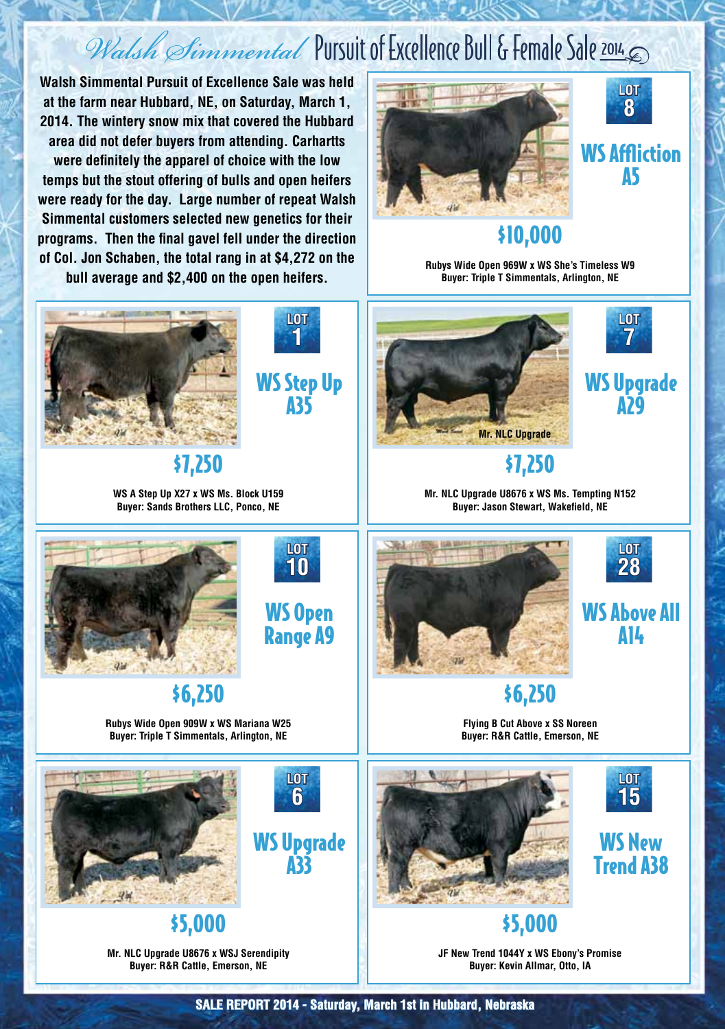# Walsh Simmental Pursuit of Excellence Bull & Female Sale 2014

**Walsh Simmental Pursuit of Excellence Sale was held at the farm near Hubbard, NE, on Saturday, March 1, 2014. The wintery snow mix that covered the Hubbard area did not defer buyers from attending. Carhartts were definitely the apparel of choice with the low temps but the stout offering of bulls and open heifers were ready for the day. Large number of repeat Walsh Simmental customers selected new genetics for their programs. Then the final gavel fell under the direction of Col. Jon Schaben, the total rang in at $4,272 on the bull average and $2,400 on the open heifers.**

## LOT 8
### WS Affliction A5
**$10,000**

Rubys Wide Open 969W x WS She's Timeless W9
Buyer: Triple T Simmentals, Arlington, NE

## LOT 1
### WS Step Up A35
**$7,250**

WS A Step Up X27 x WS Ms. Block U159
Buyer: Sands Brothers LLC, Ponco, NE

## LOT 7
### WS Upgrade A29
**$7,250**

Mr. NLC Upgrade U8676 x WS Ms. Tempting N152
Buyer: Jason Stewart, Wakefield, NE

## LOT 10
### WS Open Range A9
**$6,250**

Rubys Wide Open 909W x WS Mariana W25
Buyer: Triple T Simmentals, Arlington, NE

## LOT 28
### WS Above All A14
**$6,250**

Flying B Cut Above x SS Noreen
Buyer: R&R Cattle, Emerson, NE

## LOT 6
### WS Upgrade A33
**$5,000**

Mr. NLC Upgrade U8676 x WSJ Serendipity
Buyer: R&R Cattle, Emerson, NE

## LOT 15
### WS New Trend A38
**$5,000**

JF New Trend 1044Y x WS Ebony's Promise
Buyer: Kevin Allmar, Otto, IA

SALE REPORT 2014 - Saturday, March 1st in Hubbard, Nebraska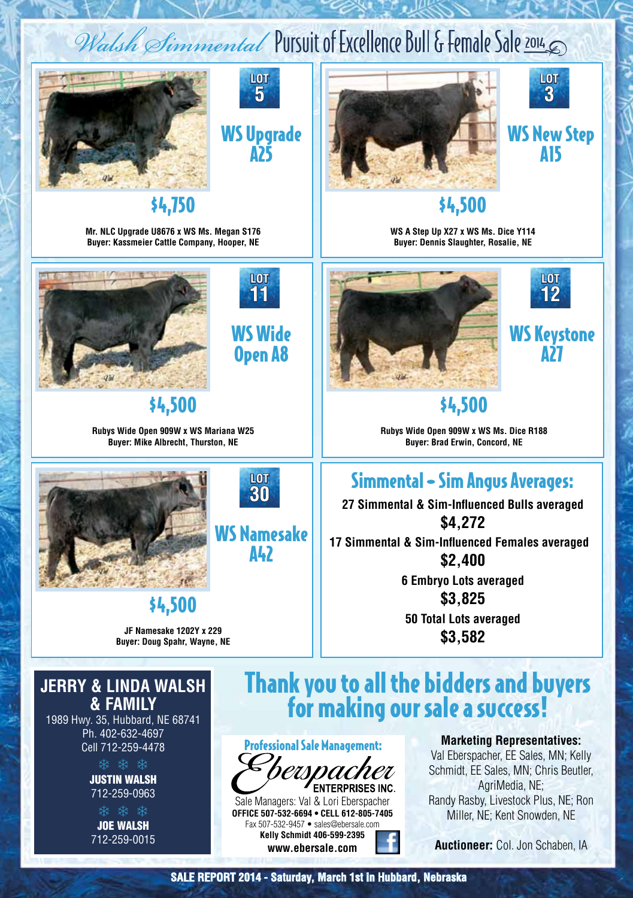# Walsh Simmental Pursuit of Excellence Bull & Female Sale 2014

## LOT 5 — WS Upgrade A25

**$4,750**

**Mr. NLC Upgrade U8676 x WS Ms. Megan S176**
**Buyer: Kassmeier Cattle Company, Hooper, NE**

## LOT 3 — WS New Step A15

**$4,500**

**WS A Step Up X27 x WS Ms. Dice Y114**
**Buyer: Dennis Slaughter, Rosalie, NE**

## LOT 11 — WS Wide Open A8

**$4,500**

**Rubys Wide Open 909W x WS Mariana W25**
**Buyer: Mike Albrecht, Thurston, NE**

## LOT 12 — WS Keystone A27

**$4,500**

**Rubys Wide Open 909W x WS Ms. Dice R188**
**Buyer: Brad Erwin, Concord, NE**

## LOT 30 — WS Namesake A42

**$4,500**

**JF Namesake 1202Y x 229**
**Buyer: Doug Spahr, Wayne, NE**

## Simmental - Sim Angus Averages:

**27 Simmental & Sim-Influenced Bulls averaged**
**$4,272**

**17 Simmental & Sim-Influenced Females averaged**
**$2,400**

**6 Embryo Lots averaged**
**$3,825**

**50 Total Lots averaged**
**$3,582**

**JERRY & LINDA WALSH & FAMILY**
1989 Hwy. 35, Hubbard, NE 68741
Ph. 402-632-4697
Cell 712-259-4478

**JUSTIN WALSH**
712-259-0963

**JOE WALSH**
712-259-0015

## Thank you to all the bidders and buyers for making our sale a success!

**Professional Sale Management:**
Eberspacher ENTERPRISES INC.
Sale Managers: Val & Lori Eberspacher
**OFFICE 507-532-6694 • CELL 612-805-7405**
Fax 507-532-9457 • sales@ebersale.com
**Kelly Schmidt 406-599-2395**
**www.ebersale.com**

**Marketing Representatives:**
Val Eberspacher, EE Sales, MN; Kelly Schmidt, EE Sales, MN; Chris Beutler, AgriMedia, NE;
Randy Rasby, Livestock Plus, NE; Ron Miller, NE; Kent Snowden, NE

**Auctioneer:** Col. Jon Schaben, IA

**SALE REPORT 2014 - Saturday, March 1st in Hubbard, Nebraska**